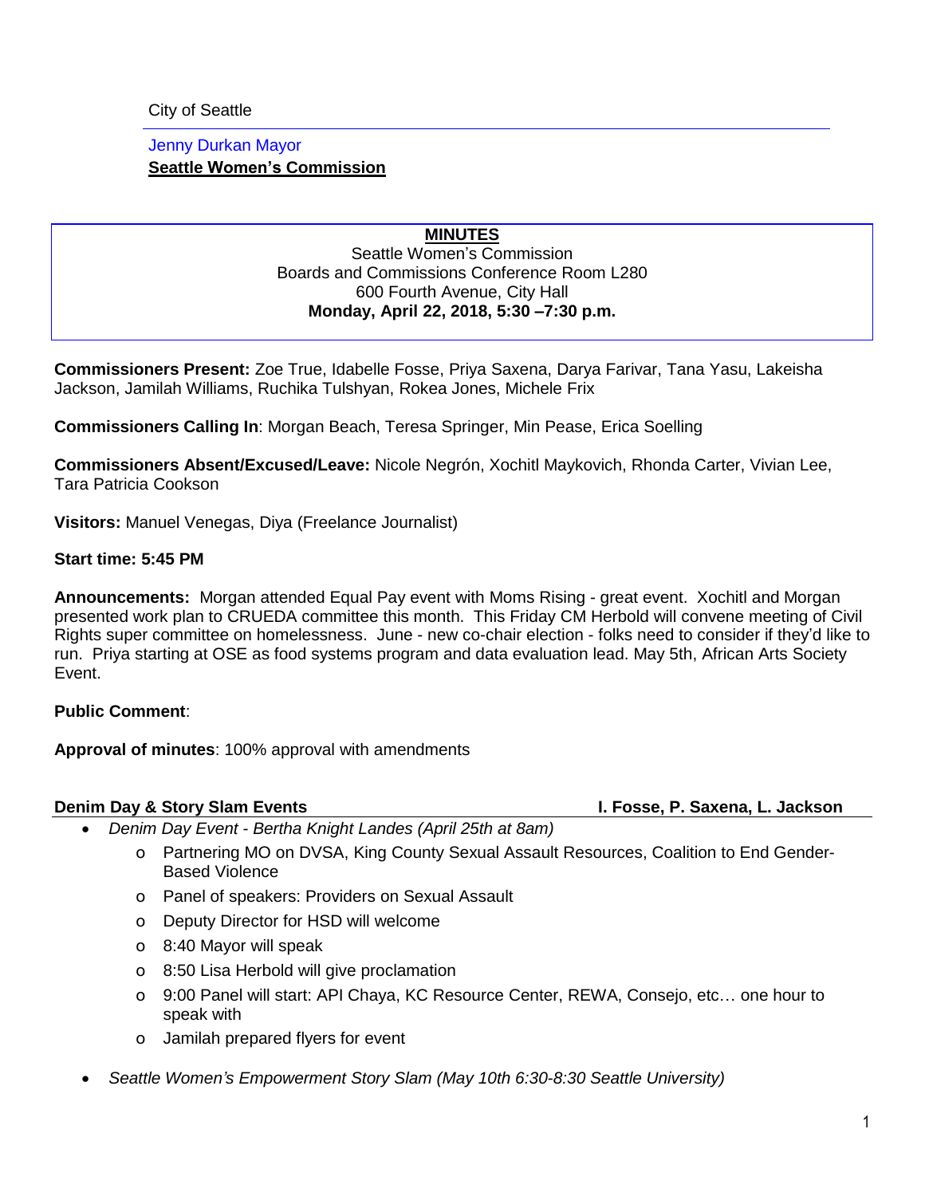City of Seattle

Jenny Durkan Mayor

**Seattle Women's Commission**

**MINUTES**

Seattle Women's Commission
Boards and Commissions Conference Room L280
600 Fourth Avenue, City Hall
**Monday, April 22, 2018, 5:30 –7:30 p.m.**

**Commissioners Present:** Zoe True, Idabelle Fosse, Priya Saxena, Darya Farivar, Tana Yasu, Lakeisha Jackson, Jamilah Williams, Ruchika Tulshyan, Rokea Jones, Michele Frix

**Commissioners Calling In**: Morgan Beach, Teresa Springer, Min Pease, Erica Soelling

**Commissioners Absent/Excused/Leave:** Nicole Negrón, Xochitl Maykovich, Rhonda Carter, Vivian Lee, Tara Patricia Cookson

**Visitors:** Manuel Venegas, Diya (Freelance Journalist)

**Start time: 5:45 PM**

**Announcements:** Morgan attended Equal Pay event with Moms Rising - great event. Xochitl and Morgan presented work plan to CRUEDA committee this month. This Friday CM Herbold will convene meeting of Civil Rights super committee on homelessness. June - new co-chair election - folks need to consider if they'd like to run. Priya starting at OSE as food systems program and data evaluation lead. May 5th, African Arts Society Event.

**Public Comment**:

**Approval of minutes**: 100% approval with amendments

**Denim Day & Story Slam Events** — **I. Fosse, P. Saxena, L. Jackson**

- *Denim Day Event - Bertha Knight Landes (April 25th at 8am)*
  - Partnering MO on DVSA, King County Sexual Assault Resources, Coalition to End Gender-Based Violence
  - Panel of speakers: Providers on Sexual Assault
  - Deputy Director for HSD will welcome
  - 8:40 Mayor will speak
  - 8:50 Lisa Herbold will give proclamation
  - 9:00 Panel will start: API Chaya, KC Resource Center, REWA, Consejo, etc… one hour to speak with
  - Jamilah prepared flyers for event
- *Seattle Women's Empowerment Story Slam (May 10th 6:30-8:30 Seattle University)*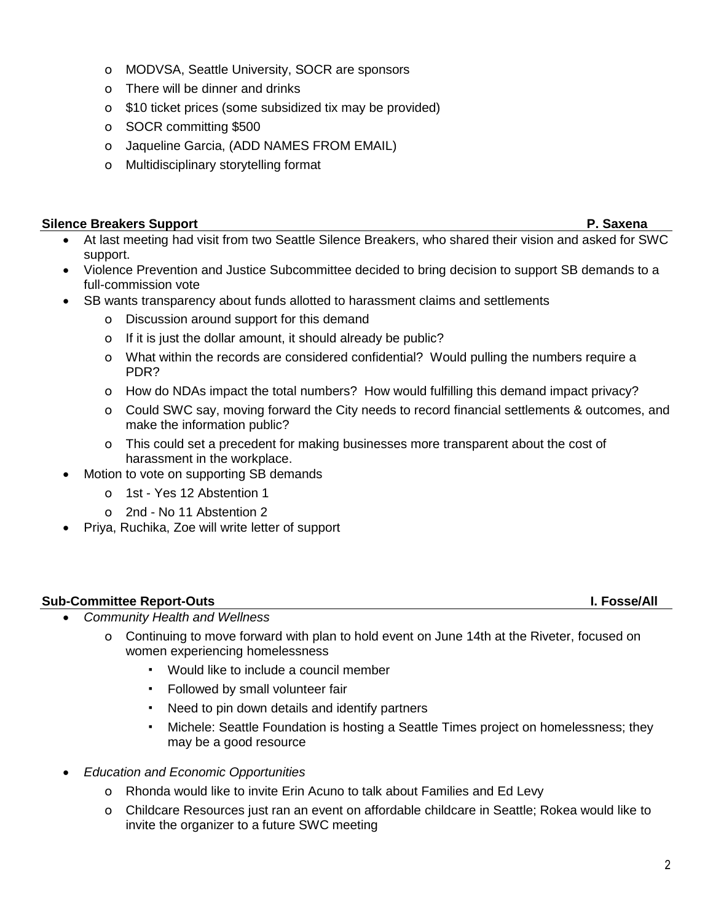- MODVSA, Seattle University, SOCR are sponsors
- There will be dinner and drinks
- $10 ticket prices (some subsidized tix may be provided)
- SOCR committing $500
- Jaqueline Garcia, (ADD NAMES FROM EMAIL)
- Multidisciplinary storytelling format

**Silence Breakers Support** **P. Saxena**

- At last meeting had visit from two Seattle Silence Breakers, who shared their vision and asked for SWC support.
- Violence Prevention and Justice Subcommittee decided to bring decision to support SB demands to a full-commission vote
- SB wants transparency about funds allotted to harassment claims and settlements
  - Discussion around support for this demand
  - If it is just the dollar amount, it should already be public?
  - What within the records are considered confidential? Would pulling the numbers require a PDR?
  - How do NDAs impact the total numbers? How would fulfilling this demand impact privacy?
  - Could SWC say, moving forward the City needs to record financial settlements & outcomes, and make the information public?
  - This could set a precedent for making businesses more transparent about the cost of harassment in the workplace.
- Motion to vote on supporting SB demands
  - 1st - Yes 12 Abstention 1
  - 2nd - No 11 Abstention 2
- Priya, Ruchika, Zoe will write letter of support

**Sub-Committee Report-Outs** **I. Fosse/All**

- *Community Health and Wellness*
  - Continuing to move forward with plan to hold event on June 14th at the Riveter, focused on women experiencing homelessness
    - Would like to include a council member
    - Followed by small volunteer fair
    - Need to pin down details and identify partners
    - Michele: Seattle Foundation is hosting a Seattle Times project on homelessness; they may be a good resource
- *Education and Economic Opportunities*
  - Rhonda would like to invite Erin Acuno to talk about Families and Ed Levy
  - Childcare Resources just ran an event on affordable childcare in Seattle; Rokea would like to invite the organizer to a future SWC meeting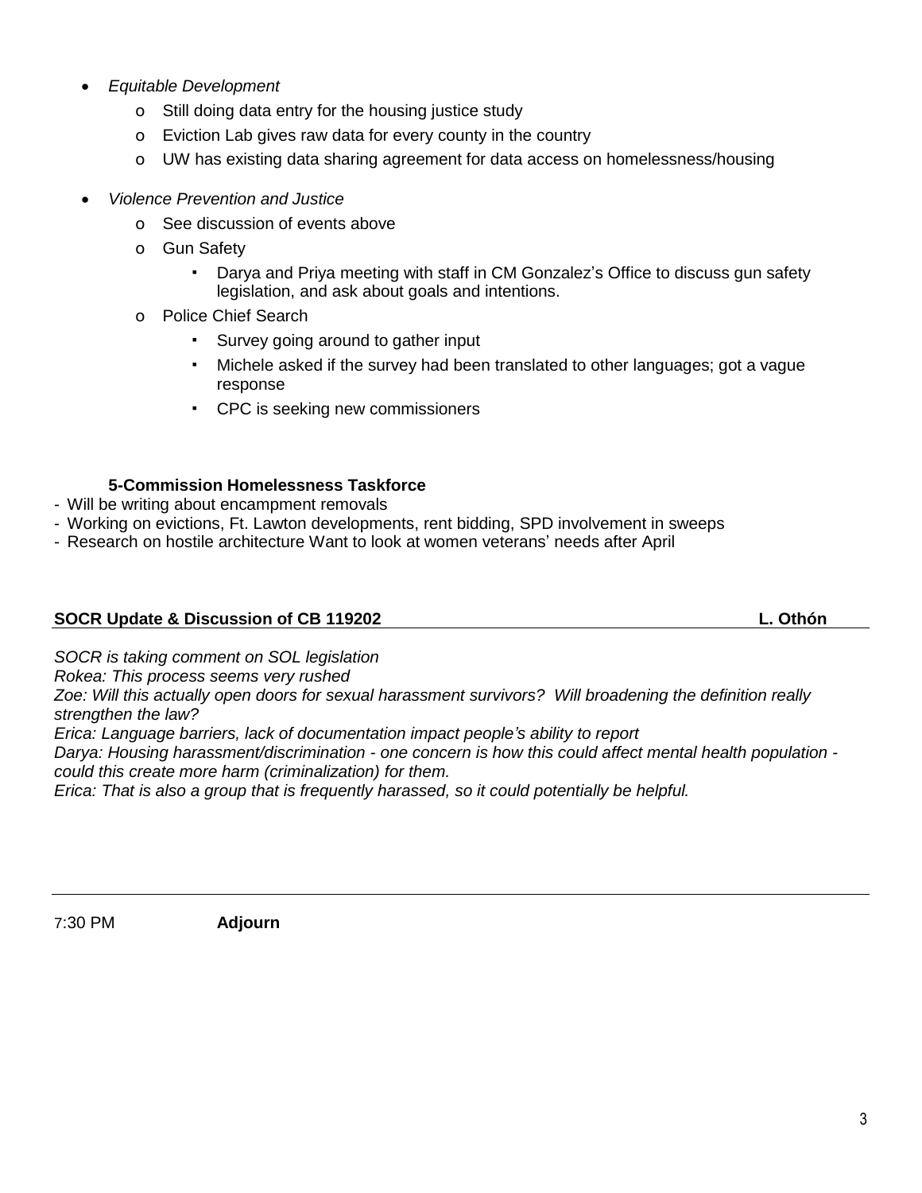- *Equitable Development*
  - Still doing data entry for the housing justice study
  - Eviction Lab gives raw data for every county in the country
  - UW has existing data sharing agreement for data access on homelessness/housing
- *Violence Prevention and Justice*
  - See discussion of events above
  - Gun Safety
    - Darya and Priya meeting with staff in CM Gonzalez's Office to discuss gun safety legislation, and ask about goals and intentions.
  - Police Chief Search
    - Survey going around to gather input
    - Michele asked if the survey had been translated to other languages; got a vague response
    - CPC is seeking new commissioners

**5-Commission Homelessness Taskforce**

- Will be writing about encampment removals
- Working on evictions, Ft. Lawton developments, rent bidding, SPD involvement in sweeps
- Research on hostile architecture Want to look at women veterans' needs after April

**SOCR Update & Discussion of CB 119202** **L. Othón**

*SOCR is taking comment on SOL legislation*
*Rokea: This process seems very rushed*
*Zoe: Will this actually open doors for sexual harassment survivors? Will broadening the definition really strengthen the law?*
*Erica: Language barriers, lack of documentation impact people's ability to report*
*Darya: Housing harassment/discrimination - one concern is how this could affect mental health population - could this create more harm (criminalization) for them.*
*Erica: That is also a group that is frequently harassed, so it could potentially be helpful.*

7:30 PM **Adjourn**